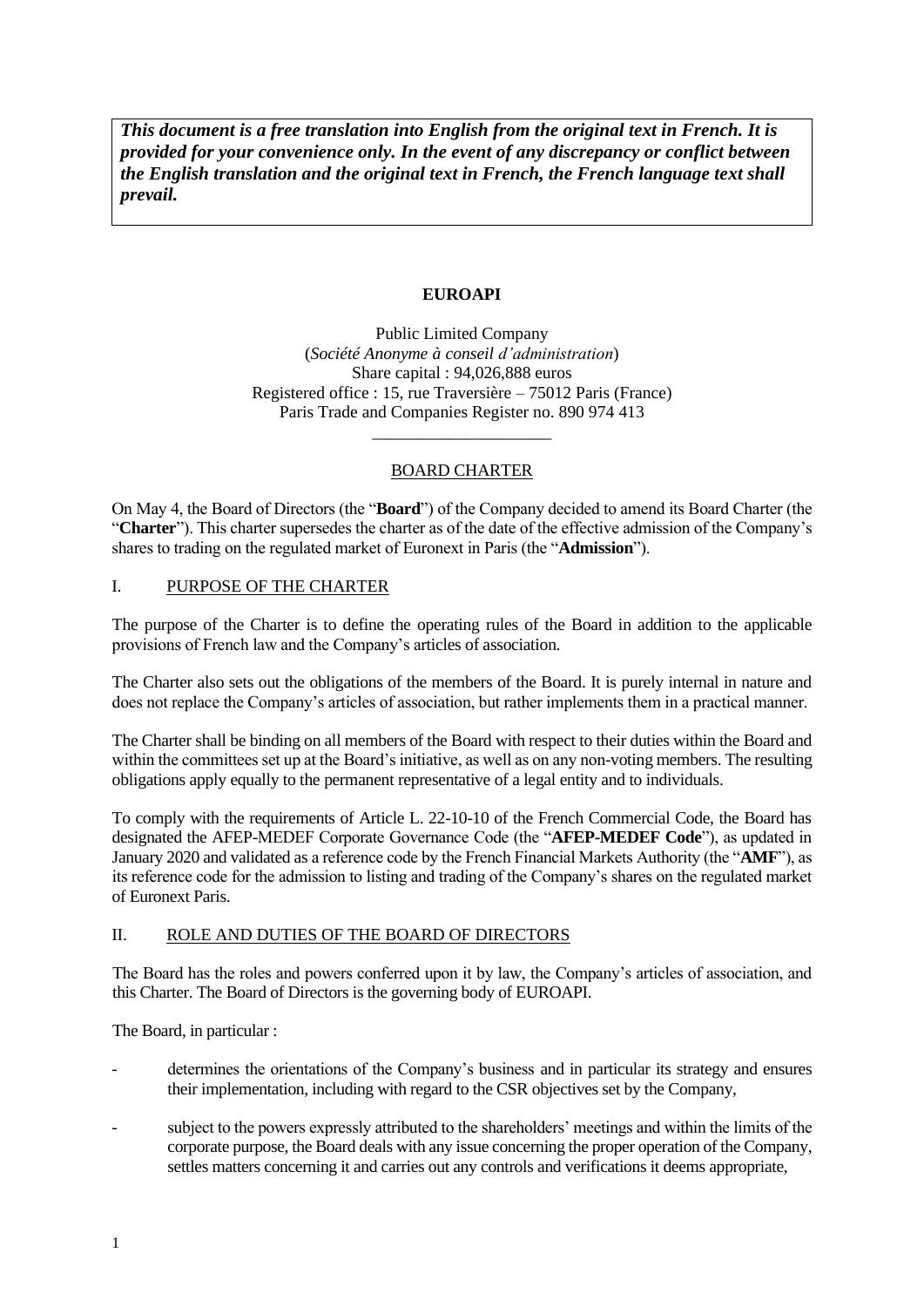***This document is a free translation into English from the original text in French. It is provided for your convenience only. In the event of any discrepancy or conflict between the English translation and the original text in French, the French language text shall prevail.***

**EUROAPI**

Public Limited Company
(*Société Anonyme à conseil d'administration*)
Share capital : 94,026,888 euros
Registered office : 15, rue Traversière – 75012 Paris (France)
Paris Trade and Companies Register no. 890 974 413

---

## BOARD CHARTER

On May 4, the Board of Directors (the "**Board**") of the Company decided to amend its Board Charter (the "**Charter**"). This charter supersedes the charter as of the date of the effective admission of the Company's shares to trading on the regulated market of Euronext in Paris (the "**Admission**").

## I. PURPOSE OF THE CHARTER

The purpose of the Charter is to define the operating rules of the Board in addition to the applicable provisions of French law and the Company's articles of association.

The Charter also sets out the obligations of the members of the Board. It is purely internal in nature and does not replace the Company's articles of association, but rather implements them in a practical manner.

The Charter shall be binding on all members of the Board with respect to their duties within the Board and within the committees set up at the Board's initiative, as well as on any non-voting members. The resulting obligations apply equally to the permanent representative of a legal entity and to individuals.

To comply with the requirements of Article L. 22-10-10 of the French Commercial Code, the Board has designated the AFEP-MEDEF Corporate Governance Code (the "**AFEP-MEDEF Code**"), as updated in January 2020 and validated as a reference code by the French Financial Markets Authority (the "**AMF**"), as its reference code for the admission to listing and trading of the Company's shares on the regulated market of Euronext Paris.

## II. ROLE AND DUTIES OF THE BOARD OF DIRECTORS

The Board has the roles and powers conferred upon it by law, the Company's articles of association, and this Charter. The Board of Directors is the governing body of EUROAPI.

The Board, in particular :

- determines the orientations of the Company's business and in particular its strategy and ensures their implementation, including with regard to the CSR objectives set by the Company,
- subject to the powers expressly attributed to the shareholders' meetings and within the limits of the corporate purpose, the Board deals with any issue concerning the proper operation of the Company, settles matters concerning it and carries out any controls and verifications it deems appropriate,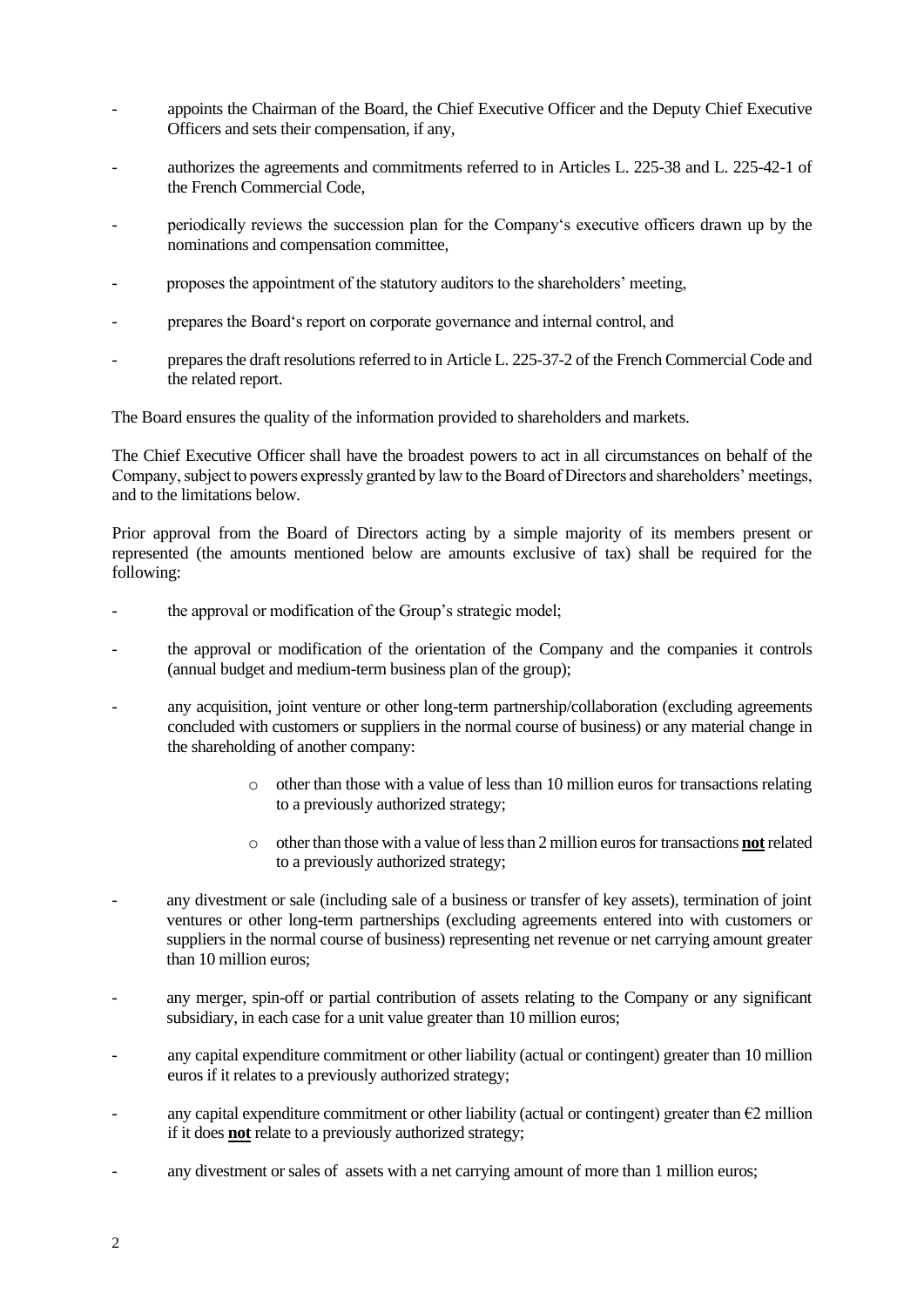- appoints the Chairman of the Board, the Chief Executive Officer and the Deputy Chief Executive Officers and sets their compensation, if any,
- authorizes the agreements and commitments referred to in Articles L. 225-38 and L. 225-42-1 of the French Commercial Code,
- periodically reviews the succession plan for the Company's executive officers drawn up by the nominations and compensation committee,
- proposes the appointment of the statutory auditors to the shareholders' meeting,
- prepares the Board's report on corporate governance and internal control, and
- prepares the draft resolutions referred to in Article L. 225-37-2 of the French Commercial Code and the related report.

The Board ensures the quality of the information provided to shareholders and markets.

The Chief Executive Officer shall have the broadest powers to act in all circumstances on behalf of the Company, subject to powers expressly granted by law to the Board of Directors and shareholders' meetings, and to the limitations below.

Prior approval from the Board of Directors acting by a simple majority of its members present or represented (the amounts mentioned below are amounts exclusive of tax) shall be required for the following:

- the approval or modification of the Group's strategic model;
- the approval or modification of the orientation of the Company and the companies it controls (annual budget and medium-term business plan of the group);
- any acquisition, joint venture or other long-term partnership/collaboration (excluding agreements concluded with customers or suppliers in the normal course of business) or any material change in the shareholding of another company:
  - other than those with a value of less than 10 million euros for transactions relating to a previously authorized strategy;
  - other than those with a value of less than 2 million euros for transactions **<u>not</u>** related to a previously authorized strategy;
- any divestment or sale (including sale of a business or transfer of key assets), termination of joint ventures or other long-term partnerships (excluding agreements entered into with customers or suppliers in the normal course of business) representing net revenue or net carrying amount greater than 10 million euros;
- any merger, spin-off or partial contribution of assets relating to the Company or any significant subsidiary, in each case for a unit value greater than 10 million euros;
- any capital expenditure commitment or other liability (actual or contingent) greater than 10 million euros if it relates to a previously authorized strategy;
- any capital expenditure commitment or other liability (actual or contingent) greater than €2 million if it does **<u>not</u>** relate to a previously authorized strategy;
- any divestment or sales of assets with a net carrying amount of more than 1 million euros;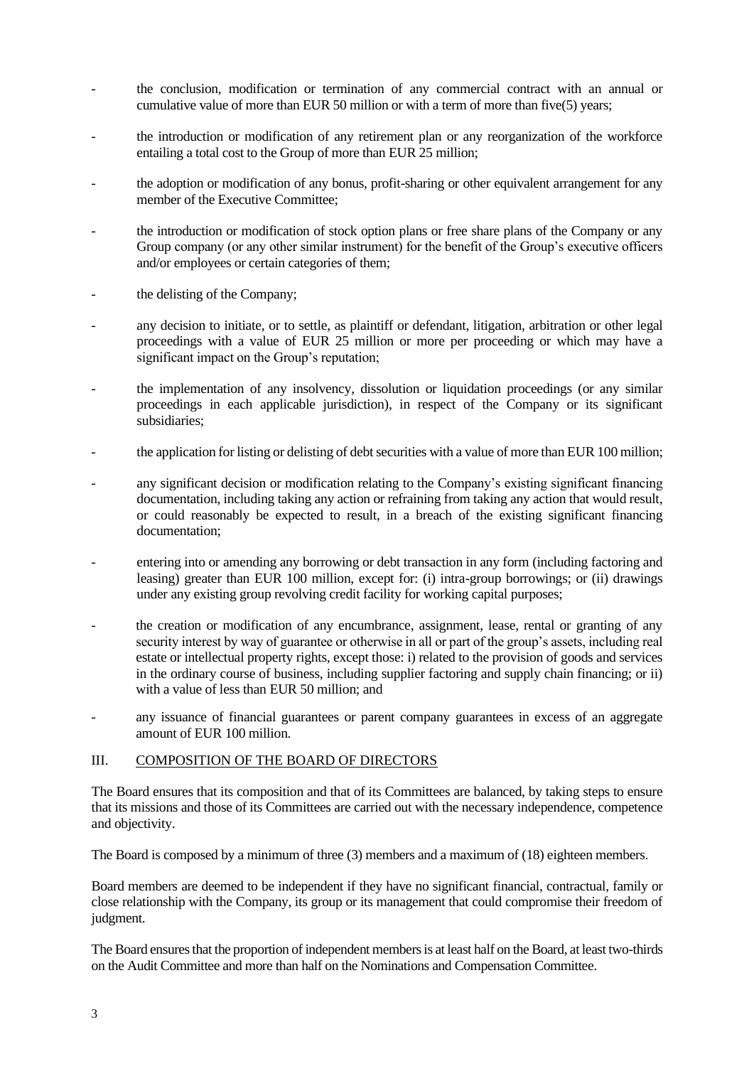- the conclusion, modification or termination of any commercial contract with an annual or cumulative value of more than EUR 50 million or with a term of more than five(5) years;
- the introduction or modification of any retirement plan or any reorganization of the workforce entailing a total cost to the Group of more than EUR 25 million;
- the adoption or modification of any bonus, profit-sharing or other equivalent arrangement for any member of the Executive Committee;
- the introduction or modification of stock option plans or free share plans of the Company or any Group company (or any other similar instrument) for the benefit of the Group's executive officers and/or employees or certain categories of them;
- the delisting of the Company;
- any decision to initiate, or to settle, as plaintiff or defendant, litigation, arbitration or other legal proceedings with a value of EUR 25 million or more per proceeding or which may have a significant impact on the Group's reputation;
- the implementation of any insolvency, dissolution or liquidation proceedings (or any similar proceedings in each applicable jurisdiction), in respect of the Company or its significant subsidiaries;
- the application for listing or delisting of debt securities with a value of more than EUR 100 million;
- any significant decision or modification relating to the Company's existing significant financing documentation, including taking any action or refraining from taking any action that would result, or could reasonably be expected to result, in a breach of the existing significant financing documentation;
- entering into or amending any borrowing or debt transaction in any form (including factoring and leasing) greater than EUR 100 million, except for: (i) intra-group borrowings; or (ii) drawings under any existing group revolving credit facility for working capital purposes;
- the creation or modification of any encumbrance, assignment, lease, rental or granting of any security interest by way of guarantee or otherwise in all or part of the group's assets, including real estate or intellectual property rights, except those: i) related to the provision of goods and services in the ordinary course of business, including supplier factoring and supply chain financing; or ii) with a value of less than EUR 50 million; and
- any issuance of financial guarantees or parent company guarantees in excess of an aggregate amount of EUR 100 million.

## III. COMPOSITION OF THE BOARD OF DIRECTORS

The Board ensures that its composition and that of its Committees are balanced, by taking steps to ensure that its missions and those of its Committees are carried out with the necessary independence, competence and objectivity.

The Board is composed by a minimum of three (3) members and a maximum of (18) eighteen members.

Board members are deemed to be independent if they have no significant financial, contractual, family or close relationship with the Company, its group or its management that could compromise their freedom of judgment.

The Board ensures that the proportion of independent members is at least half on the Board, at least two-thirds on the Audit Committee and more than half on the Nominations and Compensation Committee.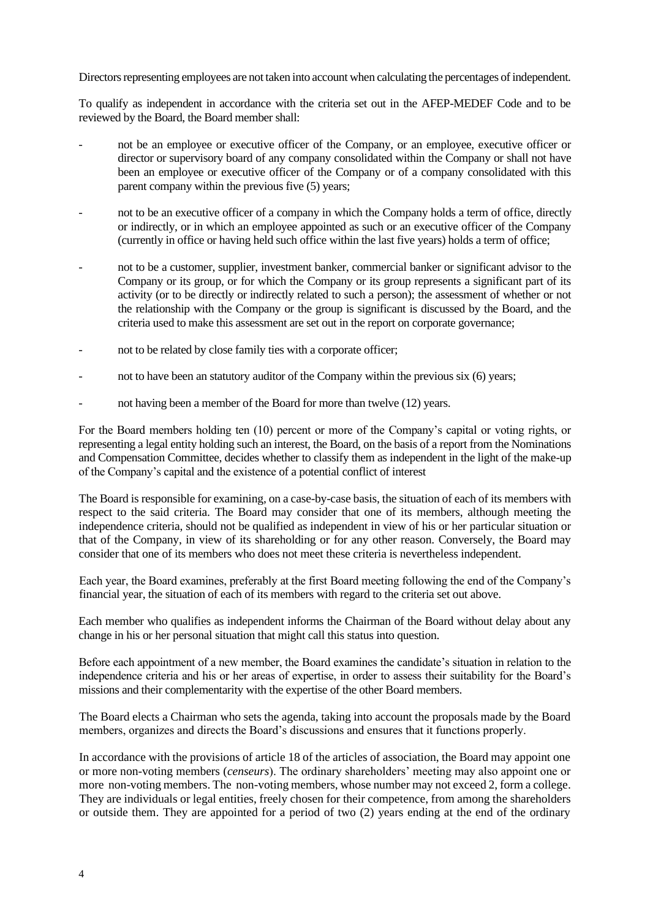Directors representing employees are not taken into account when calculating the percentages of independent.

To qualify as independent in accordance with the criteria set out in the AFEP-MEDEF Code and to be reviewed by the Board, the Board member shall:

- not be an employee or executive officer of the Company, or an employee, executive officer or director or supervisory board of any company consolidated within the Company or shall not have been an employee or executive officer of the Company or of a company consolidated with this parent company within the previous five (5) years;
- not to be an executive officer of a company in which the Company holds a term of office, directly or indirectly, or in which an employee appointed as such or an executive officer of the Company (currently in office or having held such office within the last five years) holds a term of office;
- not to be a customer, supplier, investment banker, commercial banker or significant advisor to the Company or its group, or for which the Company or its group represents a significant part of its activity (or to be directly or indirectly related to such a person); the assessment of whether or not the relationship with the Company or the group is significant is discussed by the Board, and the criteria used to make this assessment are set out in the report on corporate governance;
- not to be related by close family ties with a corporate officer;
- not to have been an statutory auditor of the Company within the previous six (6) years;
- not having been a member of the Board for more than twelve (12) years.

For the Board members holding ten (10) percent or more of the Company's capital or voting rights, or representing a legal entity holding such an interest, the Board, on the basis of a report from the Nominations and Compensation Committee, decides whether to classify them as independent in the light of the make-up of the Company's capital and the existence of a potential conflict of interest

The Board is responsible for examining, on a case-by-case basis, the situation of each of its members with respect to the said criteria. The Board may consider that one of its members, although meeting the independence criteria, should not be qualified as independent in view of his or her particular situation or that of the Company, in view of its shareholding or for any other reason. Conversely, the Board may consider that one of its members who does not meet these criteria is nevertheless independent.

Each year, the Board examines, preferably at the first Board meeting following the end of the Company's financial year, the situation of each of its members with regard to the criteria set out above.

Each member who qualifies as independent informs the Chairman of the Board without delay about any change in his or her personal situation that might call this status into question.

Before each appointment of a new member, the Board examines the candidate's situation in relation to the independence criteria and his or her areas of expertise, in order to assess their suitability for the Board's missions and their complementarity with the expertise of the other Board members.

The Board elects a Chairman who sets the agenda, taking into account the proposals made by the Board members, organizes and directs the Board's discussions and ensures that it functions properly.

In accordance with the provisions of article 18 of the articles of association, the Board may appoint one or more non-voting members (*censeurs*). The ordinary shareholders' meeting may also appoint one or more non-voting members. The non-voting members, whose number may not exceed 2, form a college. They are individuals or legal entities, freely chosen for their competence, from among the shareholders or outside them. They are appointed for a period of two (2) years ending at the end of the ordinary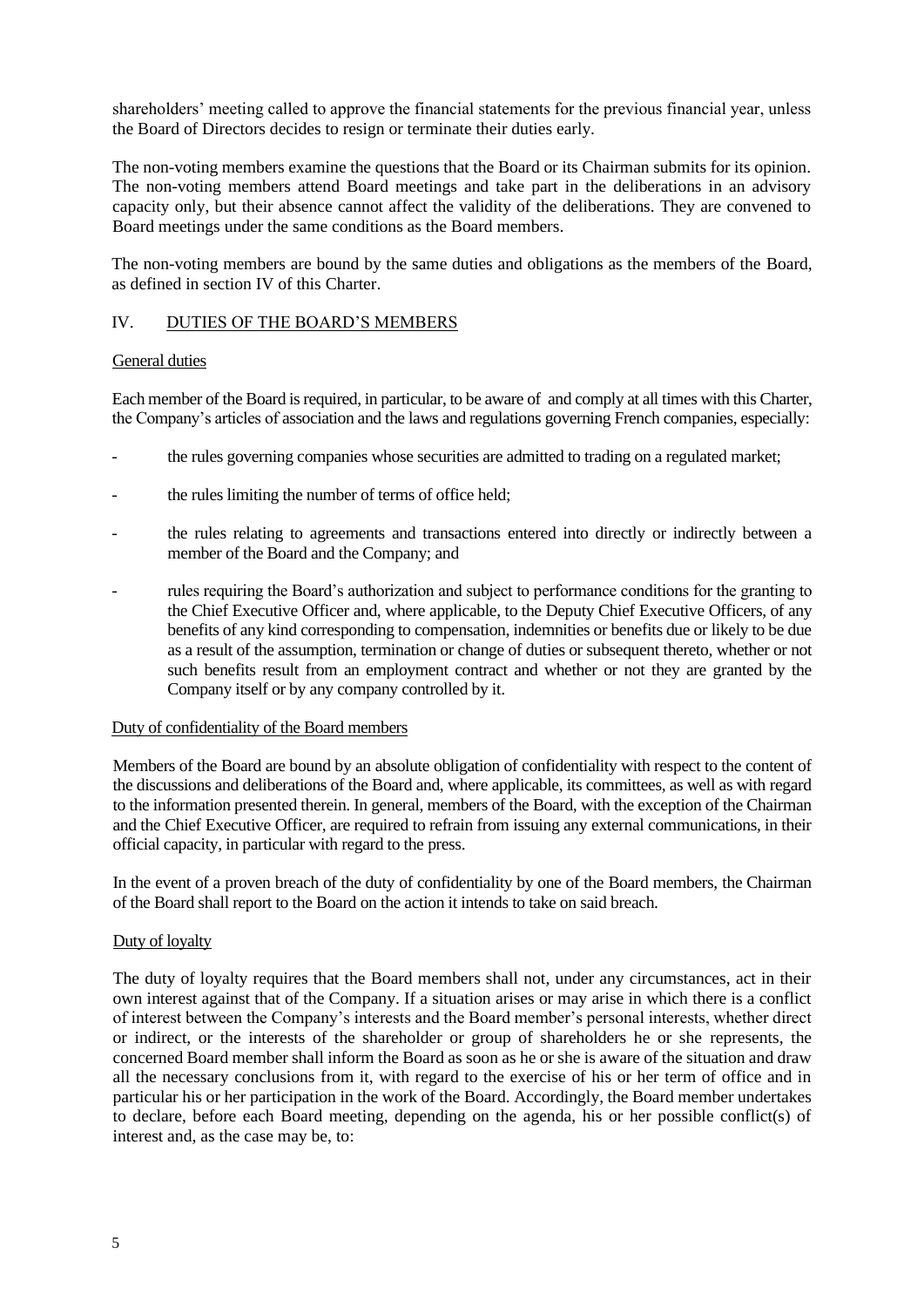shareholders' meeting called to approve the financial statements for the previous financial year, unless the Board of Directors decides to resign or terminate their duties early.

The non-voting members examine the questions that the Board or its Chairman submits for its opinion. The non-voting members attend Board meetings and take part in the deliberations in an advisory capacity only, but their absence cannot affect the validity of the deliberations. They are convened to Board meetings under the same conditions as the Board members.

The non-voting members are bound by the same duties and obligations as the members of the Board, as defined in section IV of this Charter.

## IV. DUTIES OF THE BOARD'S MEMBERS

### General duties

Each member of the Board is required, in particular, to be aware of and comply at all times with this Charter, the Company's articles of association and the laws and regulations governing French companies, especially:

- the rules governing companies whose securities are admitted to trading on a regulated market;
- the rules limiting the number of terms of office held;
- the rules relating to agreements and transactions entered into directly or indirectly between a member of the Board and the Company; and
- rules requiring the Board's authorization and subject to performance conditions for the granting to the Chief Executive Officer and, where applicable, to the Deputy Chief Executive Officers, of any benefits of any kind corresponding to compensation, indemnities or benefits due or likely to be due as a result of the assumption, termination or change of duties or subsequent thereto, whether or not such benefits result from an employment contract and whether or not they are granted by the Company itself or by any company controlled by it.

### Duty of confidentiality of the Board members

Members of the Board are bound by an absolute obligation of confidentiality with respect to the content of the discussions and deliberations of the Board and, where applicable, its committees, as well as with regard to the information presented therein. In general, members of the Board, with the exception of the Chairman and the Chief Executive Officer, are required to refrain from issuing any external communications, in their official capacity, in particular with regard to the press.

In the event of a proven breach of the duty of confidentiality by one of the Board members, the Chairman of the Board shall report to the Board on the action it intends to take on said breach.

### Duty of loyalty

The duty of loyalty requires that the Board members shall not, under any circumstances, act in their own interest against that of the Company. If a situation arises or may arise in which there is a conflict of interest between the Company's interests and the Board member's personal interests, whether direct or indirect, or the interests of the shareholder or group of shareholders he or she represents, the concerned Board member shall inform the Board as soon as he or she is aware of the situation and draw all the necessary conclusions from it, with regard to the exercise of his or her term of office and in particular his or her participation in the work of the Board. Accordingly, the Board member undertakes to declare, before each Board meeting, depending on the agenda, his or her possible conflict(s) of interest and, as the case may be, to: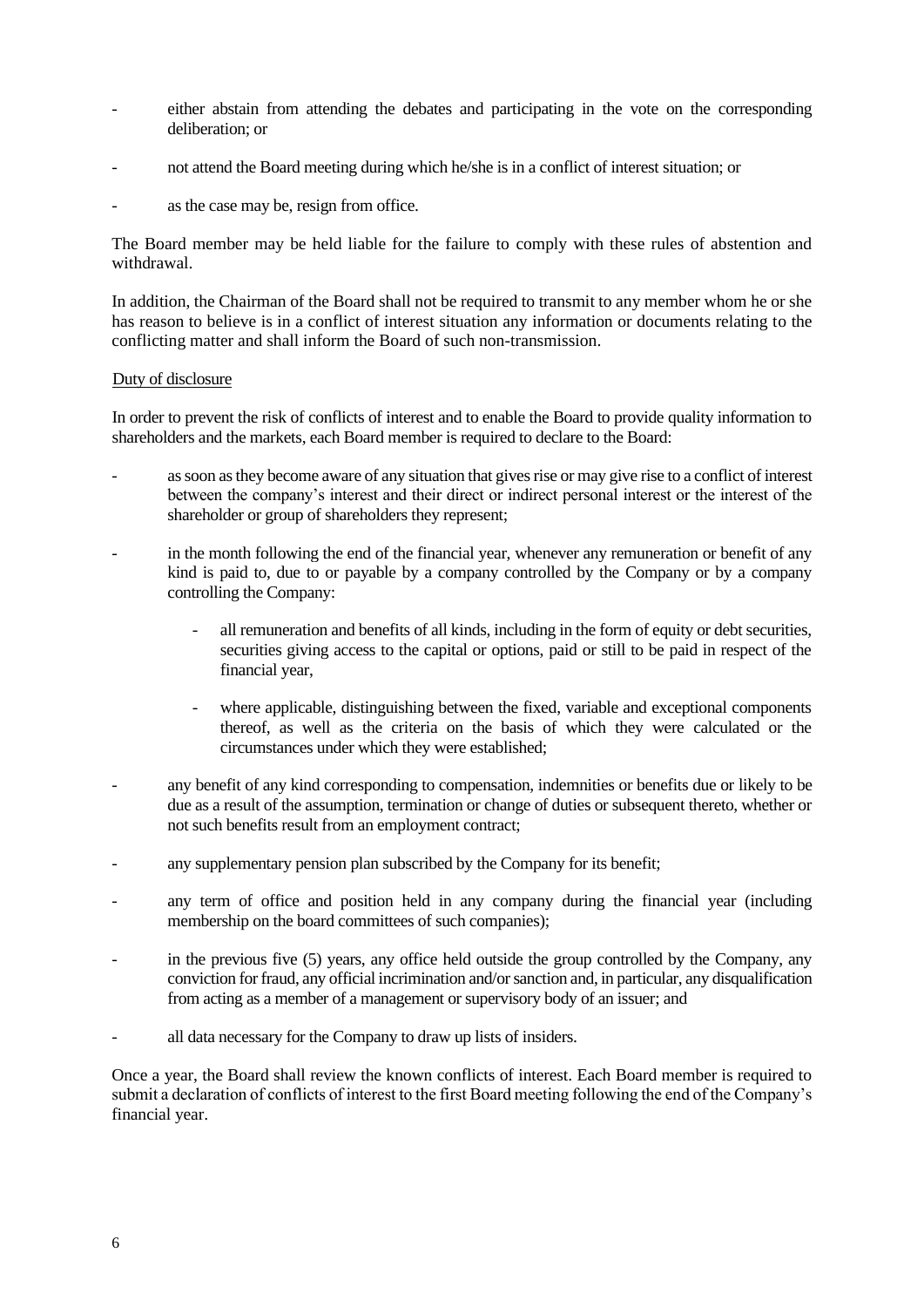- either abstain from attending the debates and participating in the vote on the corresponding deliberation; or
- not attend the Board meeting during which he/she is in a conflict of interest situation; or
- as the case may be, resign from office.

The Board member may be held liable for the failure to comply with these rules of abstention and withdrawal.

In addition, the Chairman of the Board shall not be required to transmit to any member whom he or she has reason to believe is in a conflict of interest situation any information or documents relating to the conflicting matter and shall inform the Board of such non-transmission.

Duty of disclosure

In order to prevent the risk of conflicts of interest and to enable the Board to provide quality information to shareholders and the markets, each Board member is required to declare to the Board:

- as soon as they become aware of any situation that gives rise or may give rise to a conflict of interest between the company's interest and their direct or indirect personal interest or the interest of the shareholder or group of shareholders they represent;
- in the month following the end of the financial year, whenever any remuneration or benefit of any kind is paid to, due to or payable by a company controlled by the Company or by a company controlling the Company:
    - all remuneration and benefits of all kinds, including in the form of equity or debt securities, securities giving access to the capital or options, paid or still to be paid in respect of the financial year,
    - where applicable, distinguishing between the fixed, variable and exceptional components thereof, as well as the criteria on the basis of which they were calculated or the circumstances under which they were established;
- any benefit of any kind corresponding to compensation, indemnities or benefits due or likely to be due as a result of the assumption, termination or change of duties or subsequent thereto, whether or not such benefits result from an employment contract;
- any supplementary pension plan subscribed by the Company for its benefit;
- any term of office and position held in any company during the financial year (including membership on the board committees of such companies);
- in the previous five (5) years, any office held outside the group controlled by the Company, any conviction for fraud, any official incrimination and/or sanction and, in particular, any disqualification from acting as a member of a management or supervisory body of an issuer; and
- all data necessary for the Company to draw up lists of insiders.

Once a year, the Board shall review the known conflicts of interest. Each Board member is required to submit a declaration of conflicts of interest to the first Board meeting following the end of the Company's financial year.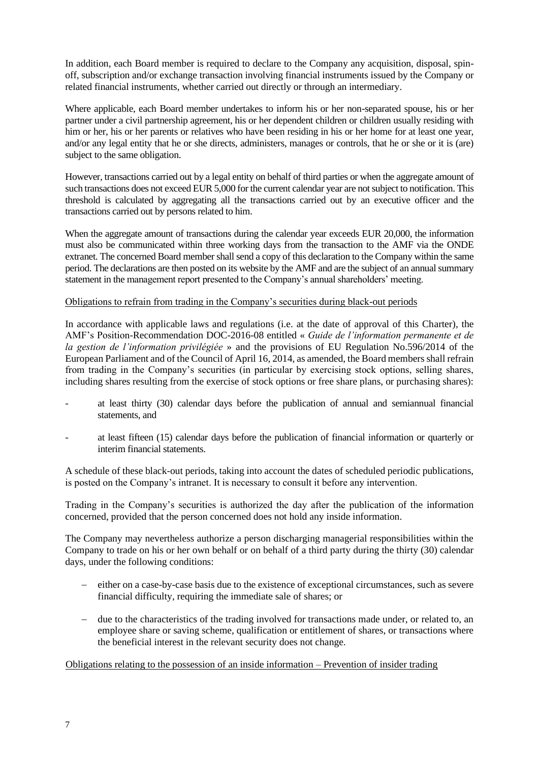In addition, each Board member is required to declare to the Company any acquisition, disposal, spin-off, subscription and/or exchange transaction involving financial instruments issued by the Company or related financial instruments, whether carried out directly or through an intermediary.

Where applicable, each Board member undertakes to inform his or her non-separated spouse, his or her partner under a civil partnership agreement, his or her dependent children or children usually residing with him or her, his or her parents or relatives who have been residing in his or her home for at least one year, and/or any legal entity that he or she directs, administers, manages or controls, that he or she or it is (are) subject to the same obligation.

However, transactions carried out by a legal entity on behalf of third parties or when the aggregate amount of such transactions does not exceed EUR 5,000 for the current calendar year are not subject to notification. This threshold is calculated by aggregating all the transactions carried out by an executive officer and the transactions carried out by persons related to him.

When the aggregate amount of transactions during the calendar year exceeds EUR 20,000, the information must also be communicated within three working days from the transaction to the AMF via the ONDE extranet. The concerned Board member shall send a copy of this declaration to the Company within the same period. The declarations are then posted on its website by the AMF and are the subject of an annual summary statement in the management report presented to the Company's annual shareholders' meeting.

<u>Obligations to refrain from trading in the Company's securities during black-out periods</u>

In accordance with applicable laws and regulations (i.e. at the date of approval of this Charter), the AMF's Position-Recommendation DOC-2016-08 entitled « *Guide de l'information permanente et de la gestion de l'information privilégiée* » and the provisions of EU Regulation No.596/2014 of the European Parliament and of the Council of April 16, 2014, as amended, the Board members shall refrain from trading in the Company's securities (in particular by exercising stock options, selling shares, including shares resulting from the exercise of stock options or free share plans, or purchasing shares):

- at least thirty (30) calendar days before the publication of annual and semiannual financial statements, and
- at least fifteen (15) calendar days before the publication of financial information or quarterly or interim financial statements.

A schedule of these black-out periods, taking into account the dates of scheduled periodic publications, is posted on the Company's intranet. It is necessary to consult it before any intervention.

Trading in the Company's securities is authorized the day after the publication of the information concerned, provided that the person concerned does not hold any inside information.

The Company may nevertheless authorize a person discharging managerial responsibilities within the Company to trade on his or her own behalf or on behalf of a third party during the thirty (30) calendar days, under the following conditions:

- either on a case-by-case basis due to the existence of exceptional circumstances, such as severe financial difficulty, requiring the immediate sale of shares; or
- due to the characteristics of the trading involved for transactions made under, or related to, an employee share or saving scheme, qualification or entitlement of shares, or transactions where the beneficial interest in the relevant security does not change.

<u>Obligations relating to the possession of an inside information – Prevention of insider trading</u>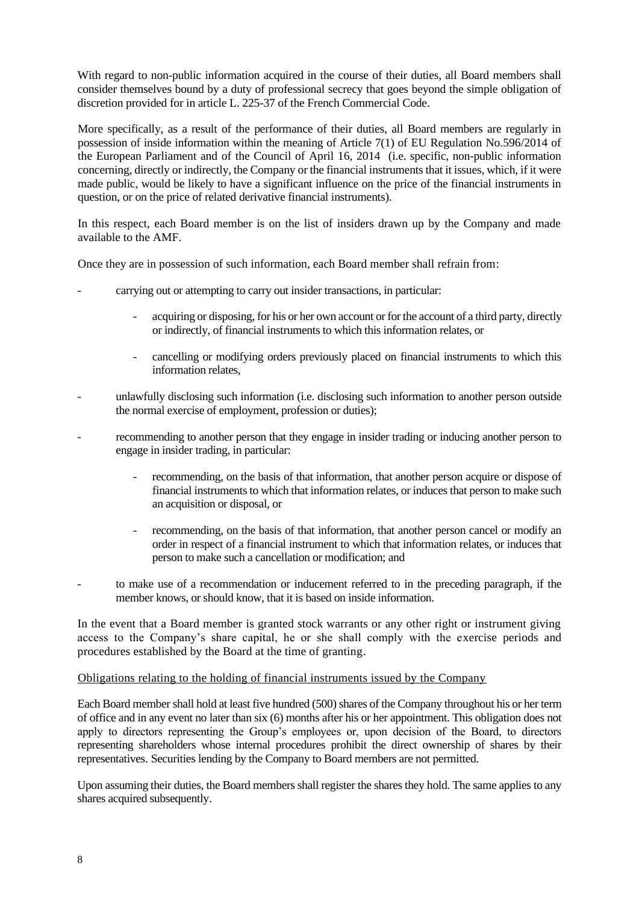With regard to non-public information acquired in the course of their duties, all Board members shall consider themselves bound by a duty of professional secrecy that goes beyond the simple obligation of discretion provided for in article L. 225-37 of the French Commercial Code.

More specifically, as a result of the performance of their duties, all Board members are regularly in possession of inside information within the meaning of Article 7(1) of EU Regulation No.596/2014 of the European Parliament and of the Council of April 16, 2014 (i.e. specific, non-public information concerning, directly or indirectly, the Company or the financial instruments that it issues, which, if it were made public, would be likely to have a significant influence on the price of the financial instruments in question, or on the price of related derivative financial instruments).

In this respect, each Board member is on the list of insiders drawn up by the Company and made available to the AMF.

Once they are in possession of such information, each Board member shall refrain from:

- carrying out or attempting to carry out insider transactions, in particular:
    - acquiring or disposing, for his or her own account or for the account of a third party, directly or indirectly, of financial instruments to which this information relates, or
    - cancelling or modifying orders previously placed on financial instruments to which this information relates,
- unlawfully disclosing such information (i.e. disclosing such information to another person outside the normal exercise of employment, profession or duties);
- recommending to another person that they engage in insider trading or inducing another person to engage in insider trading, in particular:
    - recommending, on the basis of that information, that another person acquire or dispose of financial instruments to which that information relates, or induces that person to make such an acquisition or disposal, or
    - recommending, on the basis of that information, that another person cancel or modify an order in respect of a financial instrument to which that information relates, or induces that person to make such a cancellation or modification; and
- to make use of a recommendation or inducement referred to in the preceding paragraph, if the member knows, or should know, that it is based on inside information.

In the event that a Board member is granted stock warrants or any other right or instrument giving access to the Company's share capital, he or she shall comply with the exercise periods and procedures established by the Board at the time of granting.

Obligations relating to the holding of financial instruments issued by the Company

Each Board member shall hold at least five hundred (500) shares of the Company throughout his or her term of office and in any event no later than six (6) months after his or her appointment. This obligation does not apply to directors representing the Group's employees or, upon decision of the Board, to directors representing shareholders whose internal procedures prohibit the direct ownership of shares by their representatives. Securities lending by the Company to Board members are not permitted.

Upon assuming their duties, the Board members shall register the shares they hold. The same applies to any shares acquired subsequently.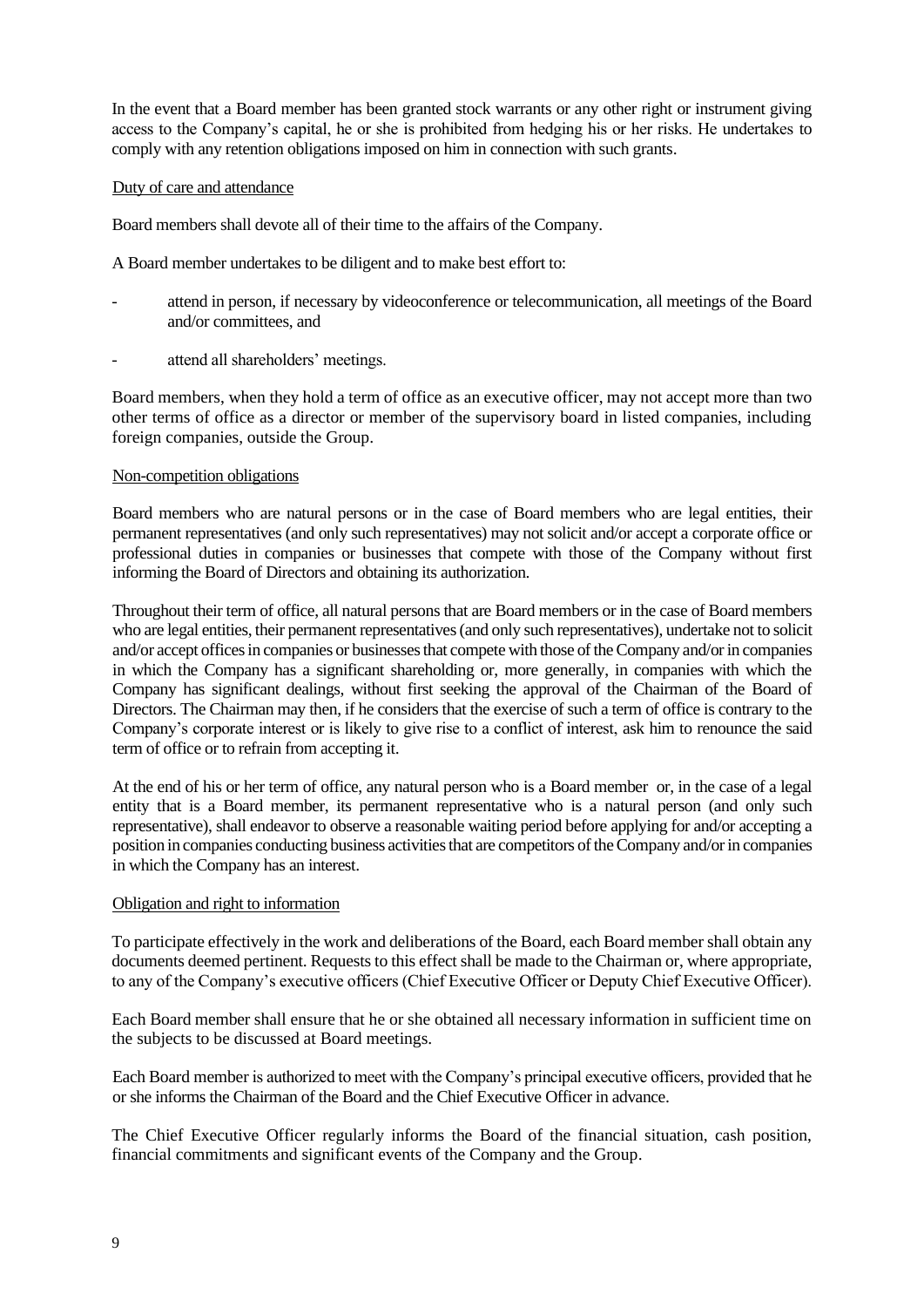In the event that a Board member has been granted stock warrants or any other right or instrument giving access to the Company's capital, he or she is prohibited from hedging his or her risks. He undertakes to comply with any retention obligations imposed on him in connection with such grants.

Duty of care and attendance

Board members shall devote all of their time to the affairs of the Company.

A Board member undertakes to be diligent and to make best effort to:

- attend in person, if necessary by videoconference or telecommunication, all meetings of the Board and/or committees, and
- attend all shareholders' meetings.

Board members, when they hold a term of office as an executive officer, may not accept more than two other terms of office as a director or member of the supervisory board in listed companies, including foreign companies, outside the Group.

Non-competition obligations

Board members who are natural persons or in the case of Board members who are legal entities, their permanent representatives (and only such representatives) may not solicit and/or accept a corporate office or professional duties in companies or businesses that compete with those of the Company without first informing the Board of Directors and obtaining its authorization.

Throughout their term of office, all natural persons that are Board members or in the case of Board members who are legal entities, their permanent representatives (and only such representatives), undertake not to solicit and/or accept offices in companies or businesses that compete with those of the Company and/or in companies in which the Company has a significant shareholding or, more generally, in companies with which the Company has significant dealings, without first seeking the approval of the Chairman of the Board of Directors. The Chairman may then, if he considers that the exercise of such a term of office is contrary to the Company's corporate interest or is likely to give rise to a conflict of interest, ask him to renounce the said term of office or to refrain from accepting it.

At the end of his or her term of office, any natural person who is a Board member or, in the case of a legal entity that is a Board member, its permanent representative who is a natural person (and only such representative), shall endeavor to observe a reasonable waiting period before applying for and/or accepting a position in companies conducting business activities that are competitors of the Company and/or in companies in which the Company has an interest.

Obligation and right to information

To participate effectively in the work and deliberations of the Board, each Board member shall obtain any documents deemed pertinent. Requests to this effect shall be made to the Chairman or, where appropriate, to any of the Company's executive officers (Chief Executive Officer or Deputy Chief Executive Officer).

Each Board member shall ensure that he or she obtained all necessary information in sufficient time on the subjects to be discussed at Board meetings.

Each Board member is authorized to meet with the Company's principal executive officers, provided that he or she informs the Chairman of the Board and the Chief Executive Officer in advance.

The Chief Executive Officer regularly informs the Board of the financial situation, cash position, financial commitments and significant events of the Company and the Group.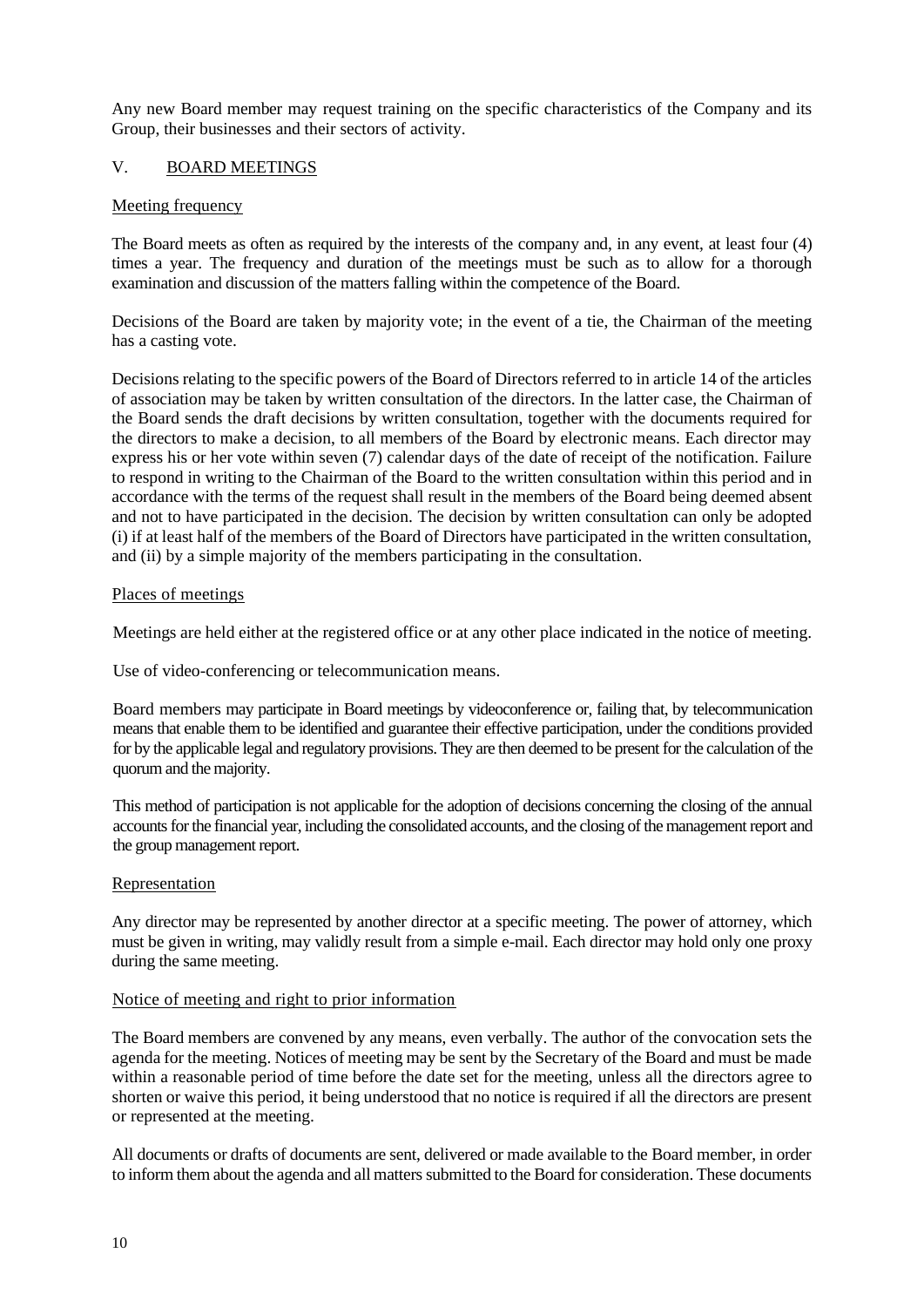Any new Board member may request training on the specific characteristics of the Company and its Group, their businesses and their sectors of activity.

## V. BOARD MEETINGS

### Meeting frequency

The Board meets as often as required by the interests of the company and, in any event, at least four (4) times a year. The frequency and duration of the meetings must be such as to allow for a thorough examination and discussion of the matters falling within the competence of the Board.

Decisions of the Board are taken by majority vote; in the event of a tie, the Chairman of the meeting has a casting vote.

Decisions relating to the specific powers of the Board of Directors referred to in article 14 of the articles of association may be taken by written consultation of the directors. In the latter case, the Chairman of the Board sends the draft decisions by written consultation, together with the documents required for the directors to make a decision, to all members of the Board by electronic means. Each director may express his or her vote within seven (7) calendar days of the date of receipt of the notification. Failure to respond in writing to the Chairman of the Board to the written consultation within this period and in accordance with the terms of the request shall result in the members of the Board being deemed absent and not to have participated in the decision. The decision by written consultation can only be adopted (i) if at least half of the members of the Board of Directors have participated in the written consultation, and (ii) by a simple majority of the members participating in the consultation.

### Places of meetings

Meetings are held either at the registered office or at any other place indicated in the notice of meeting.

Use of video-conferencing or telecommunication means.

Board members may participate in Board meetings by videoconference or, failing that, by telecommunication means that enable them to be identified and guarantee their effective participation, under the conditions provided for by the applicable legal and regulatory provisions. They are then deemed to be present for the calculation of the quorum and the majority.

This method of participation is not applicable for the adoption of decisions concerning the closing of the annual accounts for the financial year, including the consolidated accounts, and the closing of the management report and the group management report.

### Representation

Any director may be represented by another director at a specific meeting. The power of attorney, which must be given in writing, may validly result from a simple e-mail. Each director may hold only one proxy during the same meeting.

### Notice of meeting and right to prior information

The Board members are convened by any means, even verbally. The author of the convocation sets the agenda for the meeting. Notices of meeting may be sent by the Secretary of the Board and must be made within a reasonable period of time before the date set for the meeting, unless all the directors agree to shorten or waive this period, it being understood that no notice is required if all the directors are present or represented at the meeting.

All documents or drafts of documents are sent, delivered or made available to the Board member, in order to inform them about the agenda and all matters submitted to the Board for consideration. These documents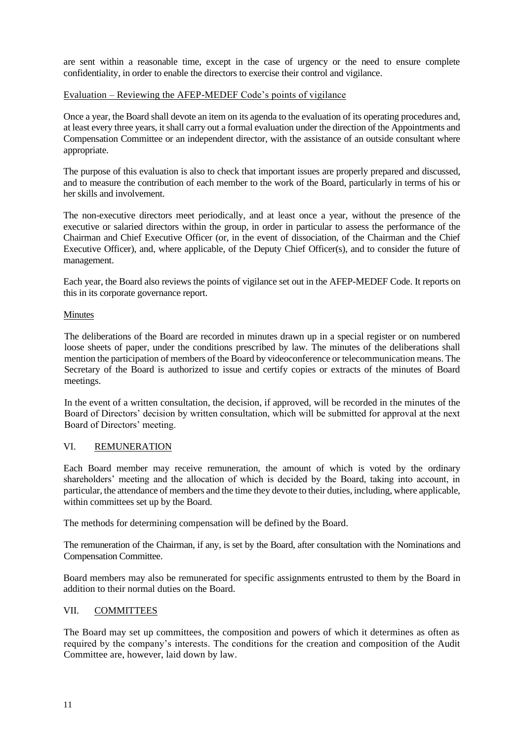are sent within a reasonable time, except in the case of urgency or the need to ensure complete confidentiality, in order to enable the directors to exercise their control and vigilance.

Evaluation – Reviewing the AFEP-MEDEF Code's points of vigilance

Once a year, the Board shall devote an item on its agenda to the evaluation of its operating procedures and, at least every three years, it shall carry out a formal evaluation under the direction of the Appointments and Compensation Committee or an independent director, with the assistance of an outside consultant where appropriate.

The purpose of this evaluation is also to check that important issues are properly prepared and discussed, and to measure the contribution of each member to the work of the Board, particularly in terms of his or her skills and involvement.

The non-executive directors meet periodically, and at least once a year, without the presence of the executive or salaried directors within the group, in order in particular to assess the performance of the Chairman and Chief Executive Officer (or, in the event of dissociation, of the Chairman and the Chief Executive Officer), and, where applicable, of the Deputy Chief Officer(s), and to consider the future of management.

Each year, the Board also reviews the points of vigilance set out in the AFEP-MEDEF Code. It reports on this in its corporate governance report.

Minutes

The deliberations of the Board are recorded in minutes drawn up in a special register or on numbered loose sheets of paper, under the conditions prescribed by law. The minutes of the deliberations shall mention the participation of members of the Board by videoconference or telecommunication means. The Secretary of the Board is authorized to issue and certify copies or extracts of the minutes of Board meetings.

In the event of a written consultation, the decision, if approved, will be recorded in the minutes of the Board of Directors' decision by written consultation, which will be submitted for approval at the next Board of Directors' meeting.

## VI. REMUNERATION

Each Board member may receive remuneration, the amount of which is voted by the ordinary shareholders' meeting and the allocation of which is decided by the Board, taking into account, in particular, the attendance of members and the time they devote to their duties, including, where applicable, within committees set up by the Board.

The methods for determining compensation will be defined by the Board.

The remuneration of the Chairman, if any, is set by the Board, after consultation with the Nominations and Compensation Committee.

Board members may also be remunerated for specific assignments entrusted to them by the Board in addition to their normal duties on the Board.

## VII. COMMITTEES

The Board may set up committees, the composition and powers of which it determines as often as required by the company's interests. The conditions for the creation and composition of the Audit Committee are, however, laid down by law.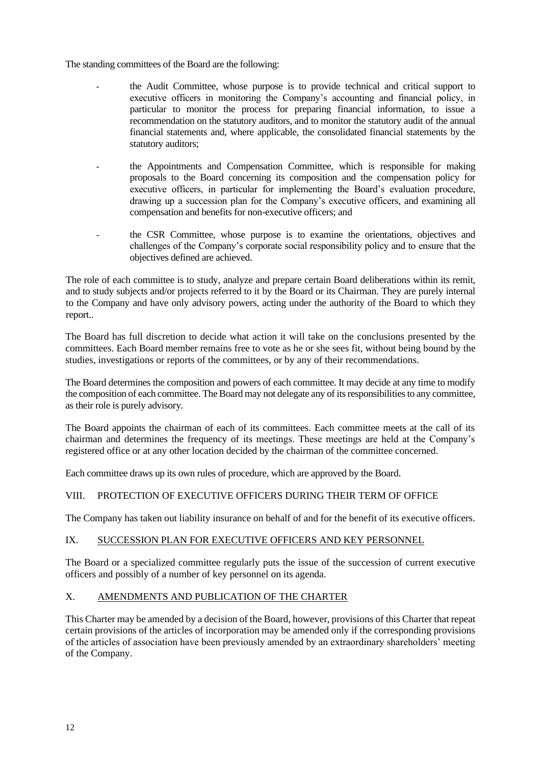The standing committees of the Board are the following:

- the Audit Committee, whose purpose is to provide technical and critical support to executive officers in monitoring the Company's accounting and financial policy, in particular to monitor the process for preparing financial information, to issue a recommendation on the statutory auditors, and to monitor the statutory audit of the annual financial statements and, where applicable, the consolidated financial statements by the statutory auditors;
- the Appointments and Compensation Committee, which is responsible for making proposals to the Board concerning its composition and the compensation policy for executive officers, in particular for implementing the Board's evaluation procedure, drawing up a succession plan for the Company's executive officers, and examining all compensation and benefits for non-executive officers; and
- the CSR Committee, whose purpose is to examine the orientations, objectives and challenges of the Company's corporate social responsibility policy and to ensure that the objectives defined are achieved.

The role of each committee is to study, analyze and prepare certain Board deliberations within its remit, and to study subjects and/or projects referred to it by the Board or its Chairman. They are purely internal to the Company and have only advisory powers, acting under the authority of the Board to which they report..

The Board has full discretion to decide what action it will take on the conclusions presented by the committees. Each Board member remains free to vote as he or she sees fit, without being bound by the studies, investigations or reports of the committees, or by any of their recommendations.

The Board determines the composition and powers of each committee. It may decide at any time to modify the composition of each committee. The Board may not delegate any of its responsibilities to any committee, as their role is purely advisory.

The Board appoints the chairman of each of its committees. Each committee meets at the call of its chairman and determines the frequency of its meetings. These meetings are held at the Company's registered office or at any other location decided by the chairman of the committee concerned.

Each committee draws up its own rules of procedure, which are approved by the Board.

## VIII. PROTECTION OF EXECUTIVE OFFICERS DURING THEIR TERM OF OFFICE

The Company has taken out liability insurance on behalf of and for the benefit of its executive officers.

## IX. SUCCESSION PLAN FOR EXECUTIVE OFFICERS AND KEY PERSONNEL

The Board or a specialized committee regularly puts the issue of the succession of current executive officers and possibly of a number of key personnel on its agenda.

## X. AMENDMENTS AND PUBLICATION OF THE CHARTER

This Charter may be amended by a decision of the Board, however, provisions of this Charter that repeat certain provisions of the articles of incorporation may be amended only if the corresponding provisions of the articles of association have been previously amended by an extraordinary shareholders' meeting of the Company.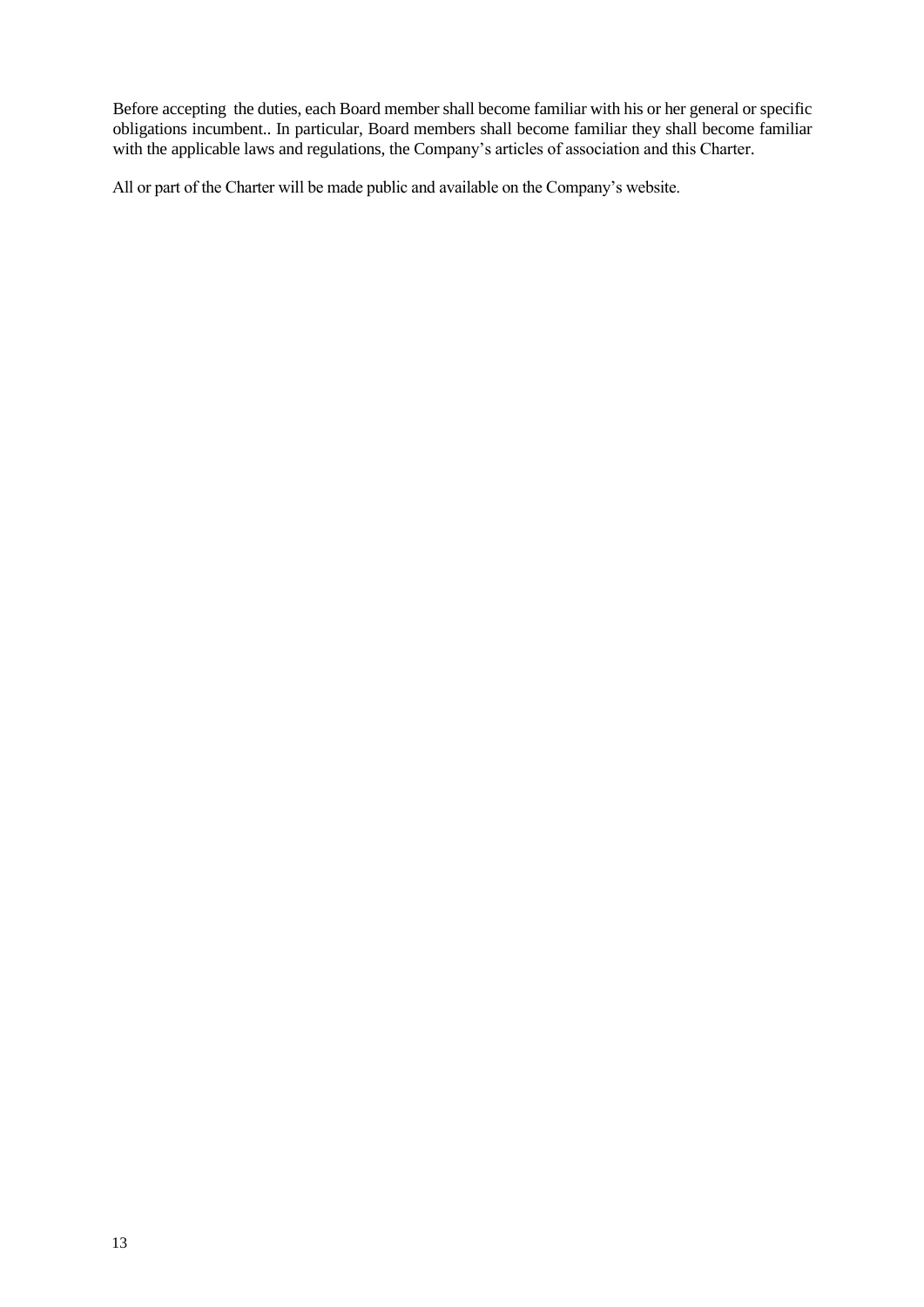Before accepting  the duties, each Board member shall become familiar with his or her general or specific obligations incumbent.. In particular, Board members shall become familiar they shall become familiar with the applicable laws and regulations, the Company's articles of association and this Charter.

All or part of the Charter will be made public and available on the Company's website.